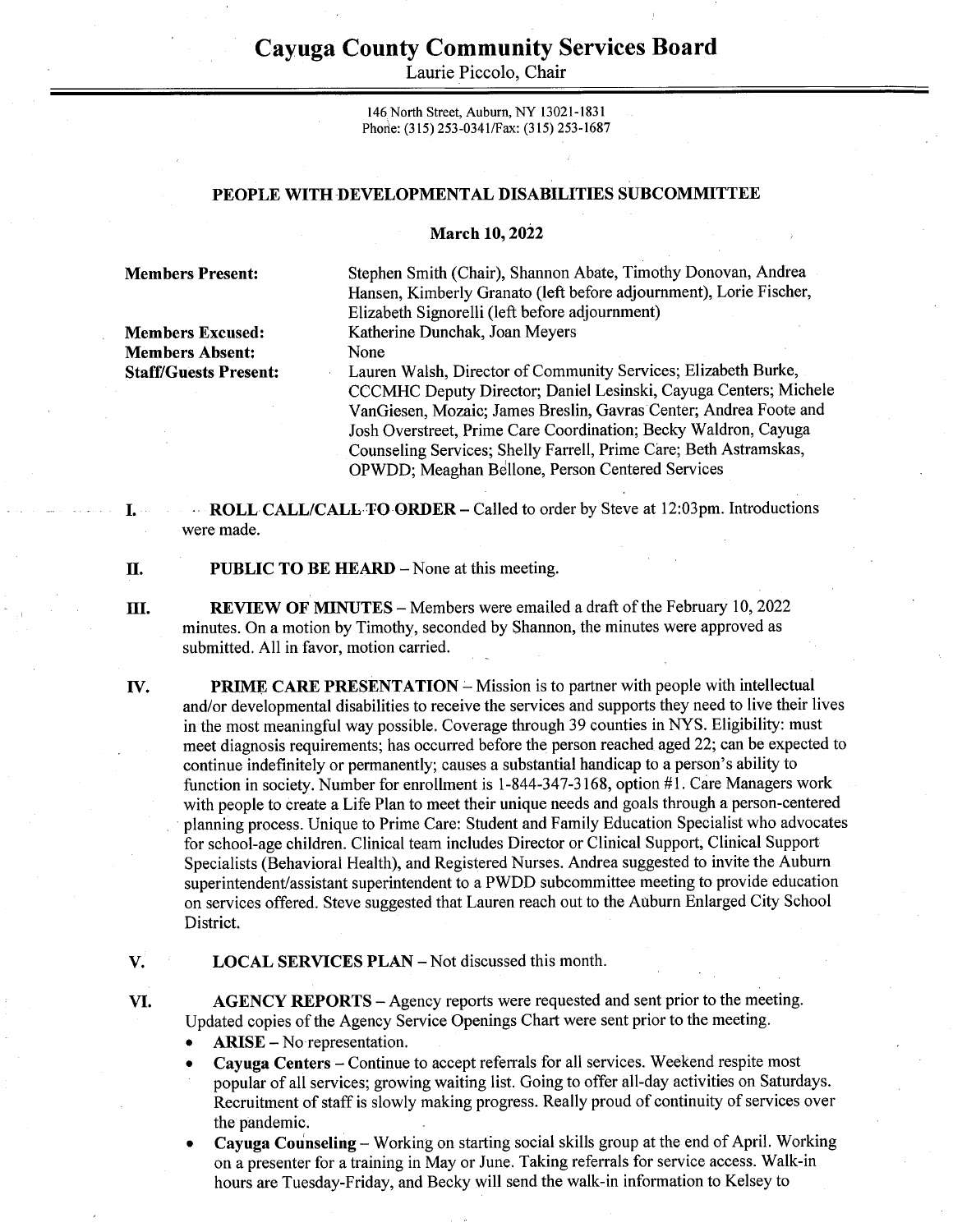# Cayuga County Community Services Board

Laurie Piccolo, Chair

146 North Street, Auburn, NY 13021-1831
Phone: (315) 253-0341/Fax: (315) 253-1687

## PEOPLE WITH DEVELOPMENTAL DISABILITIES SUBCOMMITTEE

**March 10, 2022**

**Members Present:** Stephen Smith (Chair), Shannon Abate, Timothy Donovan, Andrea Hansen, Kimberly Granato (left before adjournment), Lorie Fischer, Elizabeth Signorelli (left before adjournment)

**Members Excused:** Katherine Dunchak, Joan Meyers

**Members Absent:** None

**Staff/Guests Present:** Lauren Walsh, Director of Community Services; Elizabeth Burke, CCCMHC Deputy Director; Daniel Lesinski, Cayuga Centers; Michele VanGiesen, Mozaic; James Breslin, Gavras Center; Andrea Foote and Josh Overstreet, Prime Care Coordination; Becky Waldron, Cayuga Counseling Services; Shelly Farrell, Prime Care; Beth Astramskas, OPWDD; Meaghan Bellone, Person Centered Services

I. **ROLL CALL/CALL TO ORDER** – Called to order by Steve at 12:03pm. Introductions were made.

II. **PUBLIC TO BE HEARD** – None at this meeting.

III. **REVIEW OF MINUTES** – Members were emailed a draft of the February 10, 2022 minutes. On a motion by Timothy, seconded by Shannon, the minutes were approved as submitted. All in favor, motion carried.

IV. **PRIME CARE PRESENTATION** – Mission is to partner with people with intellectual and/or developmental disabilities to receive the services and supports they need to live their lives in the most meaningful way possible. Coverage through 39 counties in NYS. Eligibility: must meet diagnosis requirements; has occurred before the person reached aged 22; can be expected to continue indefinitely or permanently; causes a substantial handicap to a person's ability to function in society. Number for enrollment is 1-844-347-3168, option #1. Care Managers work with people to create a Life Plan to meet their unique needs and goals through a person-centered planning process. Unique to Prime Care: Student and Family Education Specialist who advocates for school-age children. Clinical team includes Director or Clinical Support, Clinical Support Specialists (Behavioral Health), and Registered Nurses. Andrea suggested to invite the Auburn superintendent/assistant superintendent to a PWDD subcommittee meeting to provide education on services offered. Steve suggested that Lauren reach out to the Auburn Enlarged City School District.

V. **LOCAL SERVICES PLAN** – Not discussed this month.

VI. **AGENCY REPORTS** – Agency reports were requested and sent prior to the meeting. Updated copies of the Agency Service Openings Chart were sent prior to the meeting.

- **ARISE** – No representation.
- **Cayuga Centers** – Continue to accept referrals for all services. Weekend respite most popular of all services; growing waiting list. Going to offer all-day activities on Saturdays. Recruitment of staff is slowly making progress. Really proud of continuity of services over the pandemic.
- **Cayuga Counseling** – Working on starting social skills group at the end of April. Working on a presenter for a training in May or June. Taking referrals for service access. Walk-in hours are Tuesday-Friday, and Becky will send the walk-in information to Kelsey to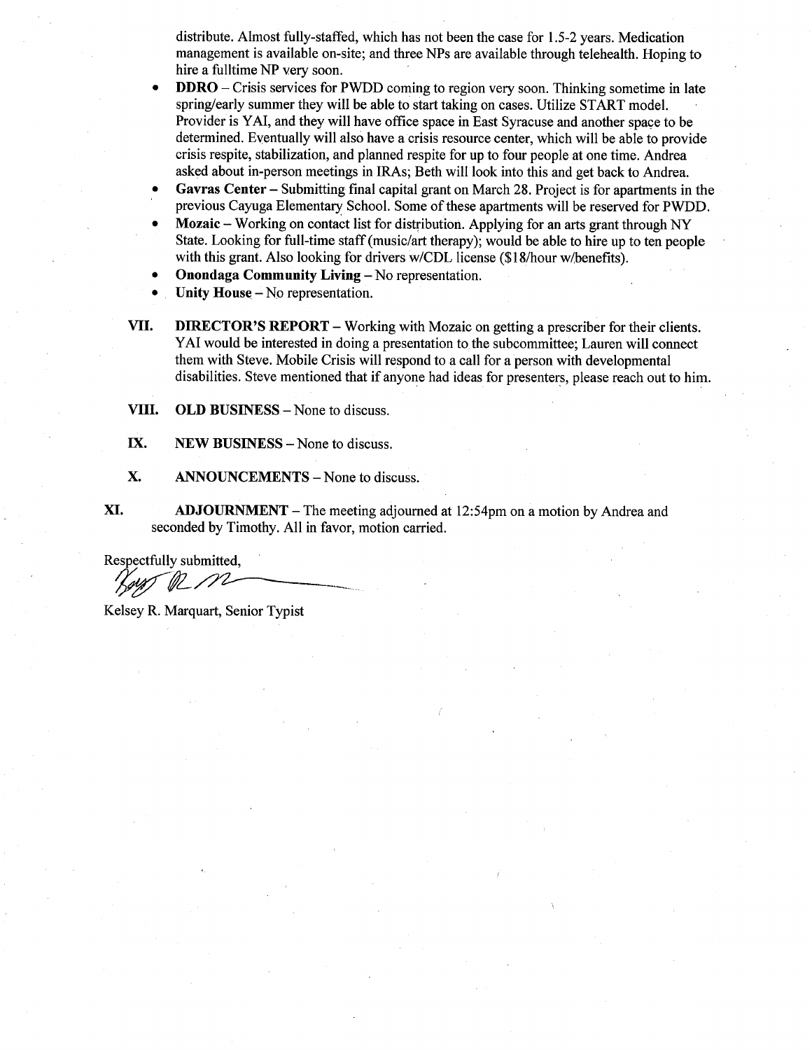distribute. Almost fully-staffed, which has not been the case for 1.5-2 years. Medication management is available on-site; and three NPs are available through telehealth. Hoping to hire a fulltime NP very soon.

- **DDRO** – Crisis services for PWDD coming to region very soon. Thinking sometime in late spring/early summer they will be able to start taking on cases. Utilize START model. Provider is YAI, and they will have office space in East Syracuse and another space to be determined. Eventually will also have a crisis resource center, which will be able to provide crisis respite, stabilization, and planned respite for up to four people at one time. Andrea asked about in-person meetings in IRAs; Beth will look into this and get back to Andrea.
- **Gavras Center** – Submitting final capital grant on March 28. Project is for apartments in the previous Cayuga Elementary School. Some of these apartments will be reserved for PWDD.
- **Mozaic** – Working on contact list for distribution. Applying for an arts grant through NY State. Looking for full-time staff (music/art therapy); would be able to hire up to ten people with this grant. Also looking for drivers w/CDL license ($18/hour w/benefits).
- **Onondaga Community Living** – No representation.
- **Unity House** – No representation.

**VII. DIRECTOR'S REPORT** – Working with Mozaic on getting a prescriber for their clients. YAI would be interested in doing a presentation to the subcommittee; Lauren will connect them with Steve. Mobile Crisis will respond to a call for a person with developmental disabilities. Steve mentioned that if anyone had ideas for presenters, please reach out to him.

**VIII. OLD BUSINESS** – None to discuss.

**IX. NEW BUSINESS** – None to discuss.

**X. ANNOUNCEMENTS** – None to discuss.

**XI. ADJOURNMENT** – The meeting adjourned at 12:54pm on a motion by Andrea and seconded by Timothy. All in favor, motion carried.

Respectfully submitted,

Kelsey R. Marquart, Senior Typist